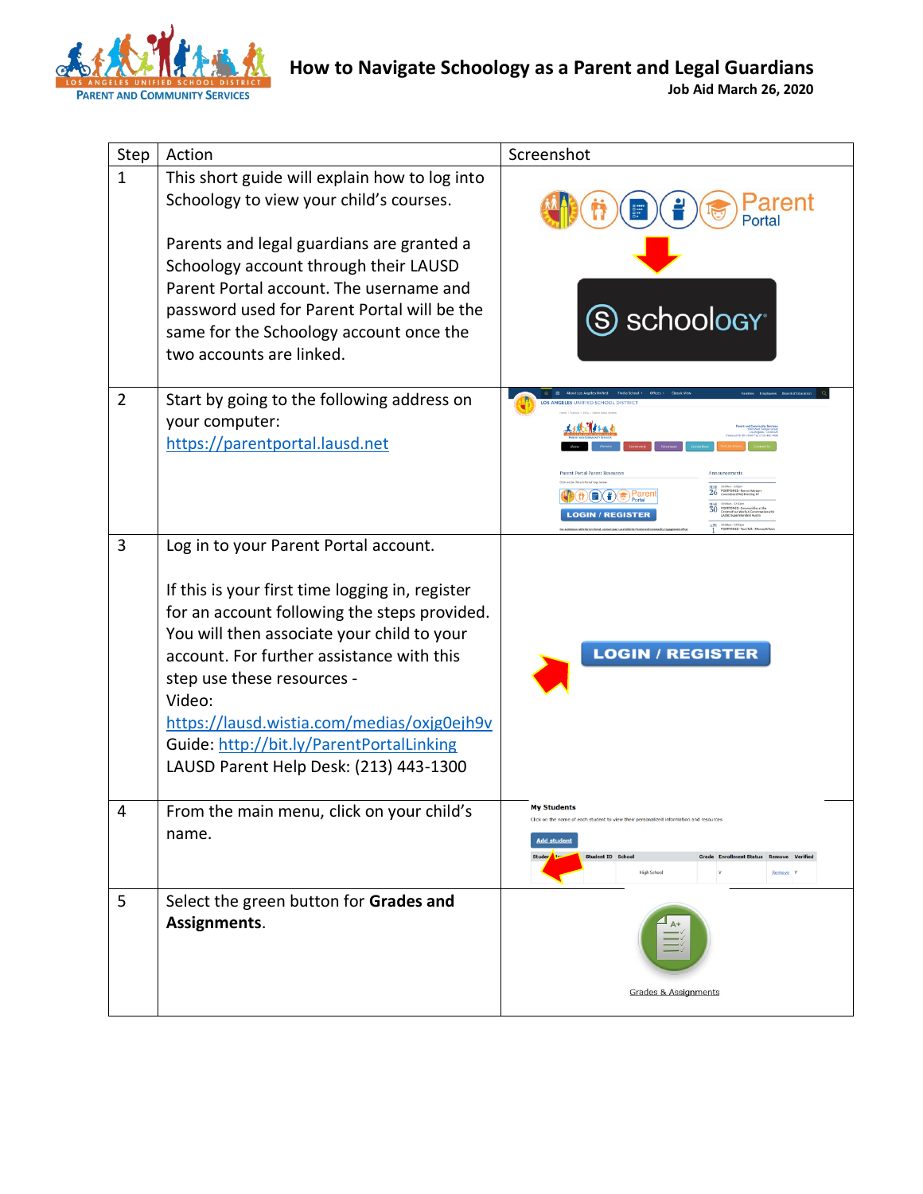# How to Navigate Schoology as a Parent and Legal Guardians

**Job Aid March 26, 2020**

| Step | Action | Screenshot |
| --- | --- | --- |
| 1 | This short guide will explain how to log into Schoology to view your child's courses.<br><br>Parents and legal guardians are granted a Schoology account through their LAUSD Parent Portal account. The username and password used for Parent Portal will be the same for the Schoology account once the two accounts are linked. | |
| 2 | Start by going to the following address on your computer: https://parentportal.lausd.net | |
| 3 | Log in to your Parent Portal account.<br><br>If this is your first time logging in, register for an account following the steps provided. You will then associate your child to your account. For further assistance with this step use these resources -<br>Video: https://lausd.wistia.com/medias/oxjg0ejh9v<br>Guide: http://bit.ly/ParentPortalLinking<br>LAUSD Parent Help Desk: (213) 443-1300 | |
| 4 | From the main menu, click on your child's name. | |
| 5 | Select the green button for **Grades and Assignments**. | |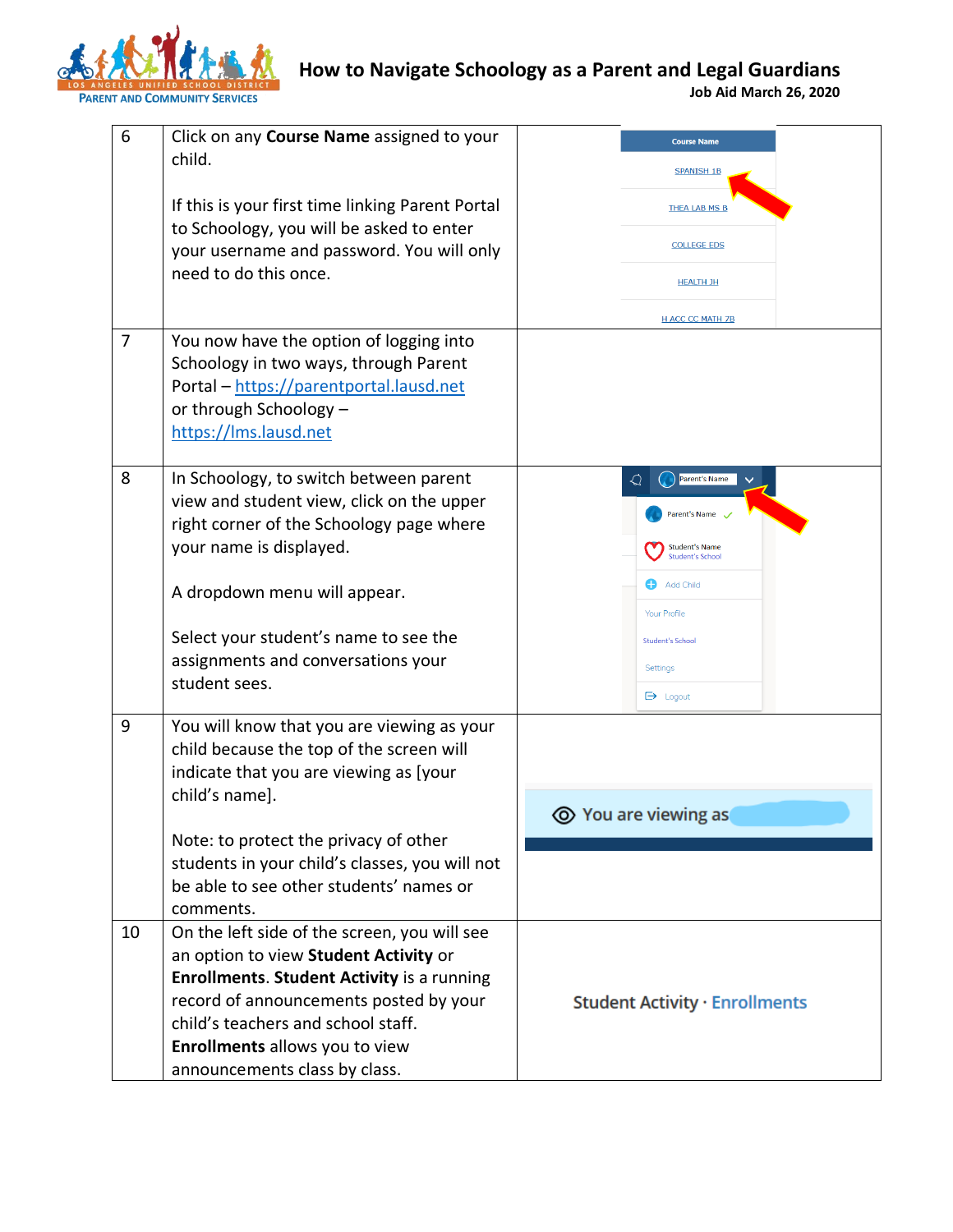| | | |
|---|---|---|
| 6 | Click on any **Course Name** assigned to your child.<br><br>If this is your first time linking Parent Portal to Schoology, you will be asked to enter your username and password. You will only need to do this once. | Course Name<br>SPANISH 1B<br>THEA LAB MS B<br>COLLEGE EDS<br>HEALTH 1H<br>H ACC CC MATH 7B |
| 7 | You now have the option of logging into Schoology in two ways, through Parent Portal – https://parentportal.lausd.net or through Schoology – https://lms.lausd.net | |
| 8 | In Schoology, to switch between parent view and student view, click on the upper right corner of the Schoology page where your name is displayed.<br><br>A dropdown menu will appear.<br><br>Select your student's name to see the assignments and conversations your student sees. | Parent's Name<br>Parent's Name<br>Student's Name<br>Student's School<br>Add Child<br>Your Profile<br>Student's School<br>Settings<br>Logout |
| 9 | You will know that you are viewing as your child because the top of the screen will indicate that you are viewing as [your child's name].<br><br>Note: to protect the privacy of other students in your child's classes, you will not be able to see other students' names or comments. | You are viewing as |
| 10 | On the left side of the screen, you will see an option to view **Student Activity** or **Enrollments**. **Student Activity** is a running record of announcements posted by your child's teachers and school staff. **Enrollments** allows you to view announcements class by class. | Student Activity · Enrollments |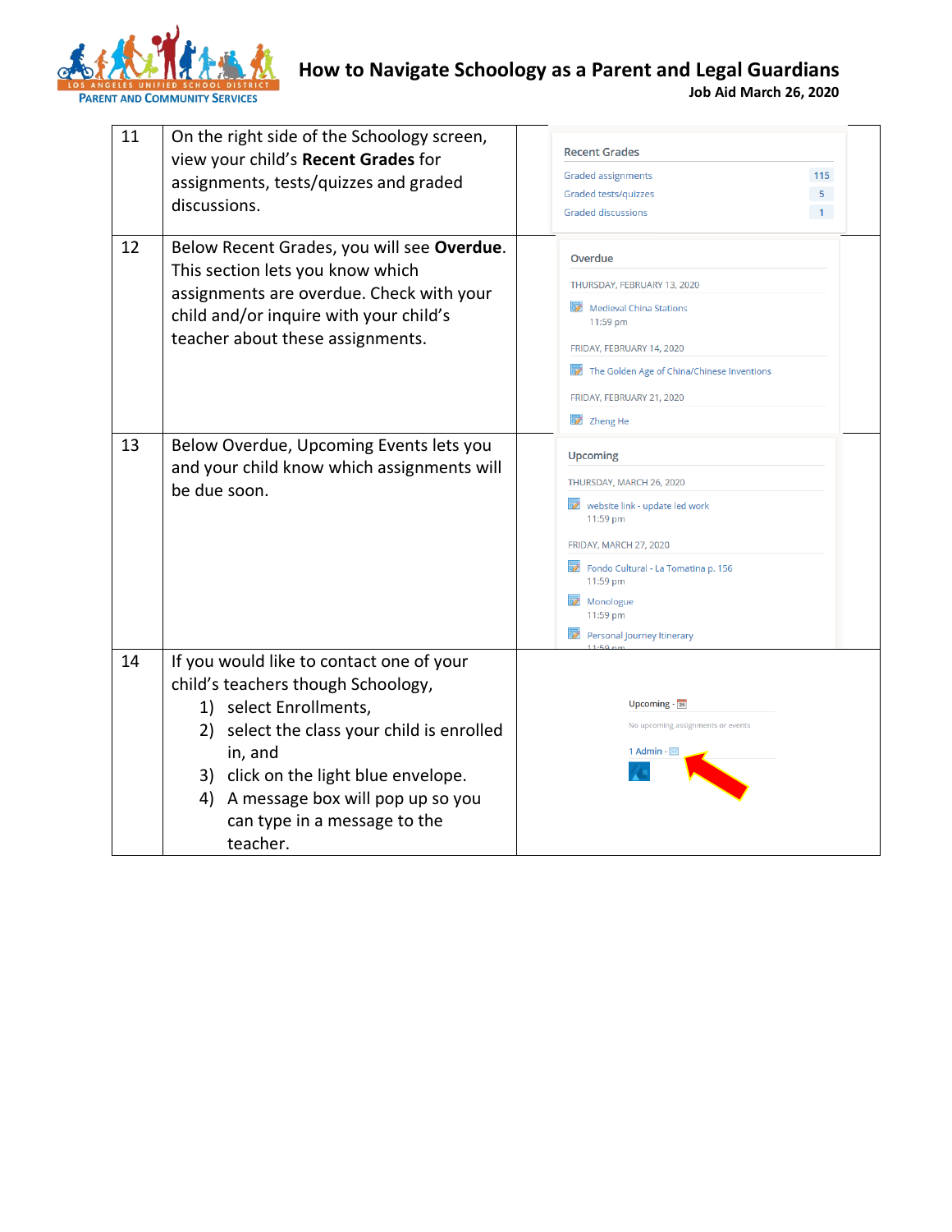| | | |
|---|---|---|
| 11 | On the right side of the Schoology screen, view your child's **Recent Grades** for assignments, tests/quizzes and graded discussions. | Recent Grades<br>Graded assignments 115<br>Graded tests/quizzes 5<br>Graded discussions 1 |
| 12 | Below Recent Grades, you will see **Overdue**. This section lets you know which assignments are overdue. Check with your child and/or inquire with your child's teacher about these assignments. | Overdue<br>THURSDAY, FEBRUARY 13, 2020<br>Medieval China Stations<br>11:59 pm<br>FRIDAY, FEBRUARY 14, 2020<br>The Golden Age of China/Chinese Inventions<br>FRIDAY, FEBRUARY 21, 2020<br>Zheng He |
| 13 | Below Overdue, Upcoming Events lets you and your child know which assignments will be due soon. | Upcoming<br>THURSDAY, MARCH 26, 2020<br>website link - update led work<br>11:59 pm<br>FRIDAY, MARCH 27, 2020<br>Fondo Cultural - La Tomatina p. 156<br>11:59 pm<br>Monologue<br>11:59 pm<br>Personal Journey Itinerary |
| 14 | If you would like to contact one of your child's teachers though Schoology,<br>1) select Enrollments,<br>2) select the class your child is enrolled in, and<br>3) click on the light blue envelope.<br>4) A message box will pop up so you can type in a message to the teacher. | Upcoming<br>No upcoming assignments or events<br>1 Admin |